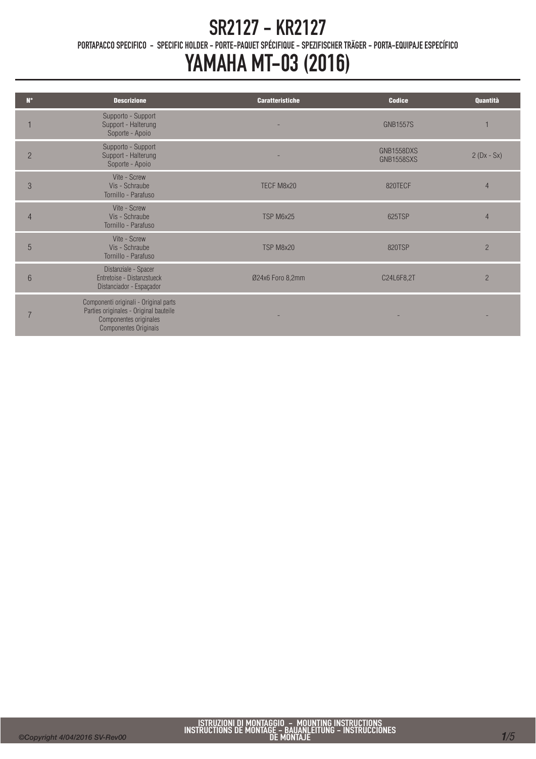# SR2127 - KR2127

PORTAPACCO SPECIFICO - SPECIFIC HOLDER - PORTE-PAQUET SPÉCIFIQUE - SPEZIFISCHER TRÄGER - PORTA-EQUIPAJE ESPECÍFICO

# YAMAHA MT-03 (2016)

| N° | Descrizione | Caratteristiche | Codice | Quantità |
|---|---|---|---|---|
| 1 | Supporto - Support<br>Support - Halterung<br>Soporte - Apoio | - | GNB1557S | 1 |
| 2 | Supporto - Support<br>Support - Halterung<br>Soporte - Apoio | - | GNB1558DXS<br>GNB1558SXS | 2 (Dx - Sx) |
| 3 | Vite - Screw<br>Vis - Schraube<br>Tornillo - Parafuso | TECF M8x20 | 820TECF | 4 |
| 4 | Vite - Screw<br>Vis - Schraube<br>Tornillo - Parafuso | TSP M6x25 | 625TSP | 4 |
| 5 | Vite - Screw<br>Vis - Schraube<br>Tornillo - Parafuso | TSP M8x20 | 820TSP | 2 |
| 6 | Distanziale - Spacer<br>Entretoise - Distanzstueck<br>Distanciador - Espaçador | Ø24x6 Foro 8,2mm | C24L6F8,2T | 2 |
| 7 | Componenti originali - Original parts<br>Parties originales - Original bauteile<br>Componentes originales<br>Componentes Originais | - | - | - |

ISTRUZIONI DI MONTAGGIO - MOUNTING INSTRUCTIONS
INSTRUCTIONS DE MONTAGE - BAUANLEITUNG - INSTRUCCIONES DE MONTAJE

©Copyright 4/04/2016 SV-Rev00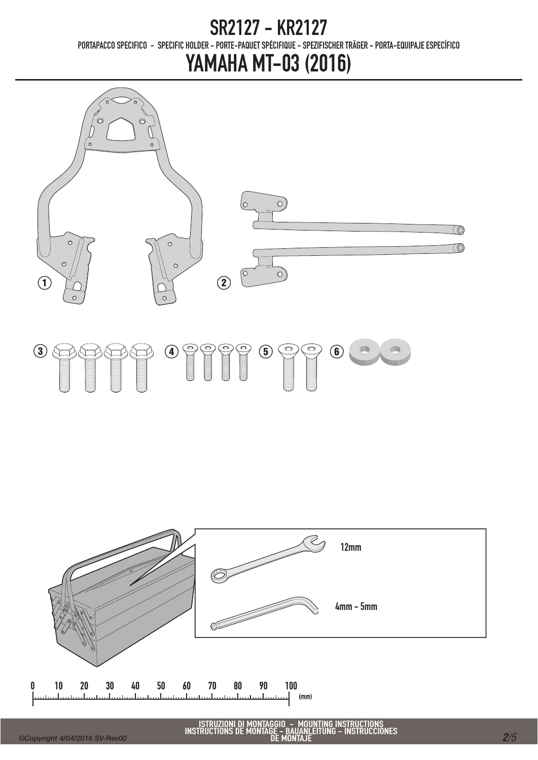# SR2127 - KR2127

PORTAPACCO SPECIFICO - SPECIFIC HOLDER - PORTE-PAQUET SPÉCIFIQUE - SPEZIFISCHER TRÄGER - PORTA-EQUIPAJE ESPECÍFICO

# YAMAHA MT-03 (2016)

1

2

3

4

5

6

12mm

4mm - 5mm

0 10 20 30 40 50 60 70 80 90 100 (mm)

ISTRUZIONI DI MONTAGGIO - MOUNTING INSTRUCTIONS
INSTRUCTIONS DE MONTAGE - BAUANLEITUNG - INSTRUCCIONES DE MONTAJE

©Copyright 4/04/2016 SV-Rev00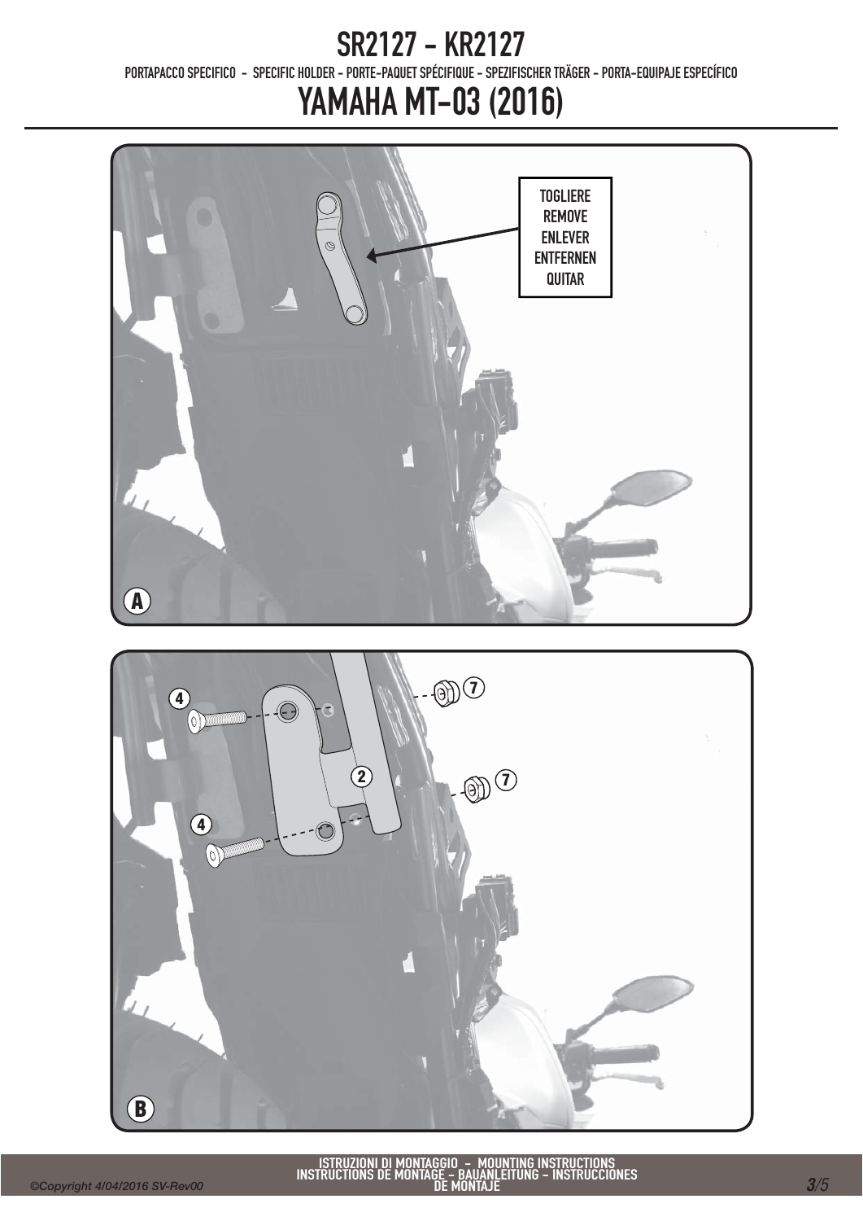# SR2127 - KR2127

PORTAPACCO SPECIFICO - SPECIFIC HOLDER - PORTE-PAQUET SPÉCIFIQUE - SPEZIFISCHER TRÄGER - PORTA-EQUIPAJE ESPECÍFICO

# YAMAHA MT-03 (2016)

TOGLIERE
REMOVE
ENLEVER
ENTFERNEN
QUITAR

A

4

7

2

7

4

B

ISTRUZIONI DI MONTAGGIO - MOUNTING INSTRUCTIONS
INSTRUCTIONS DE MONTAGE - BAUANLEITUNG - INSTRUCCIONES DE MONTAJE

©Copyright 4/04/2016 SV-Rev00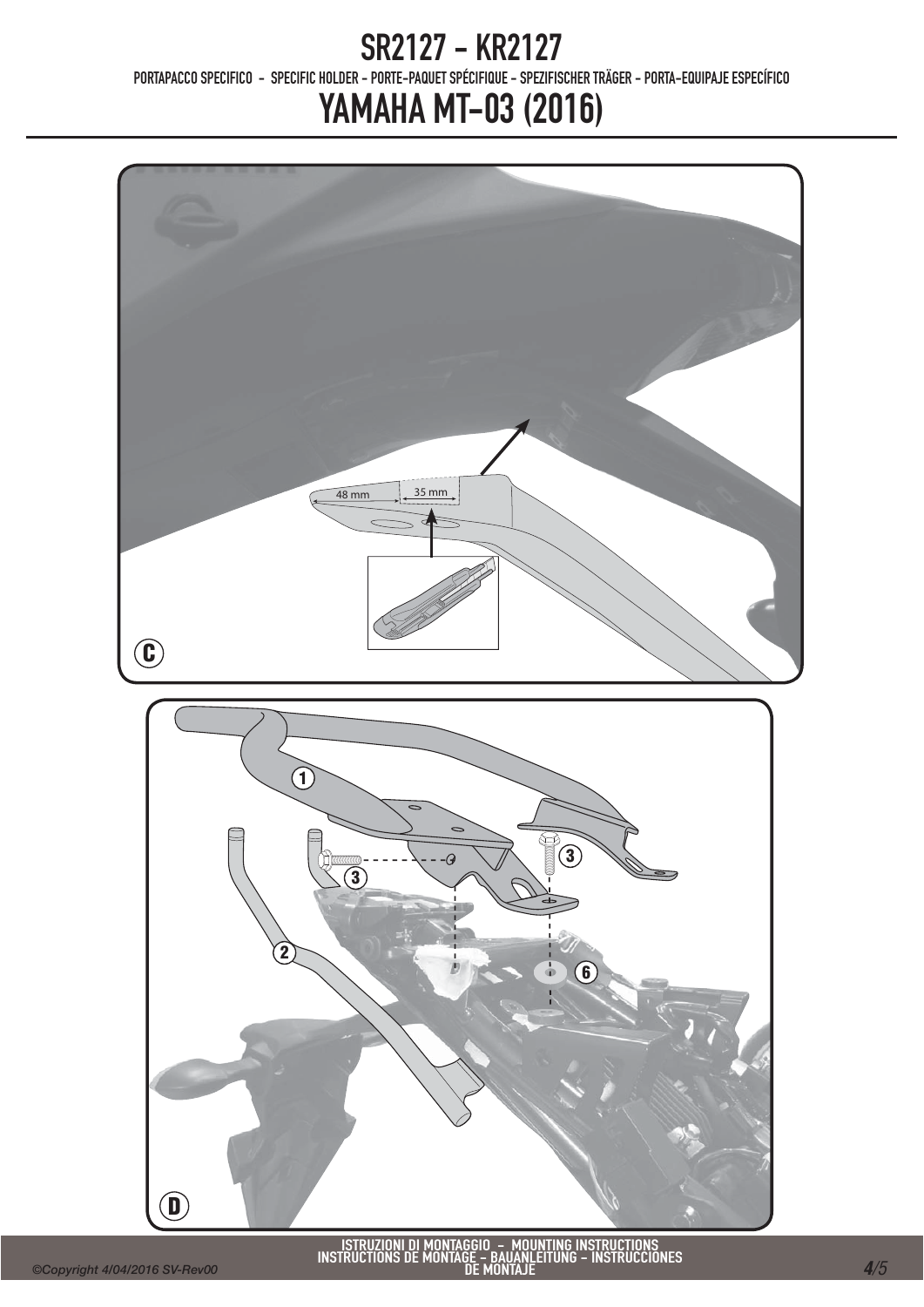# SR2127 - KR2127

PORTAPACCO SPECIFICO - SPECIFIC HOLDER - PORTE-PAQUET SPÉCIFIQUE - SPEZIFISCHER TRÄGER - PORTA-EQUIPAJE ESPECÍFICO

# YAMAHA MT-03 (2016)

48 mm

35 mm

C

1

3

3

2

6

D

ISTRUZIONI DI MONTAGGIO - MOUNTING INSTRUCTIONS
INSTRUCTIONS DE MONTAGE - BAUANLEITUNG - INSTRUCCIONES DE MONTAJE

*©Copyright 4/04/2016 SV-Rev00*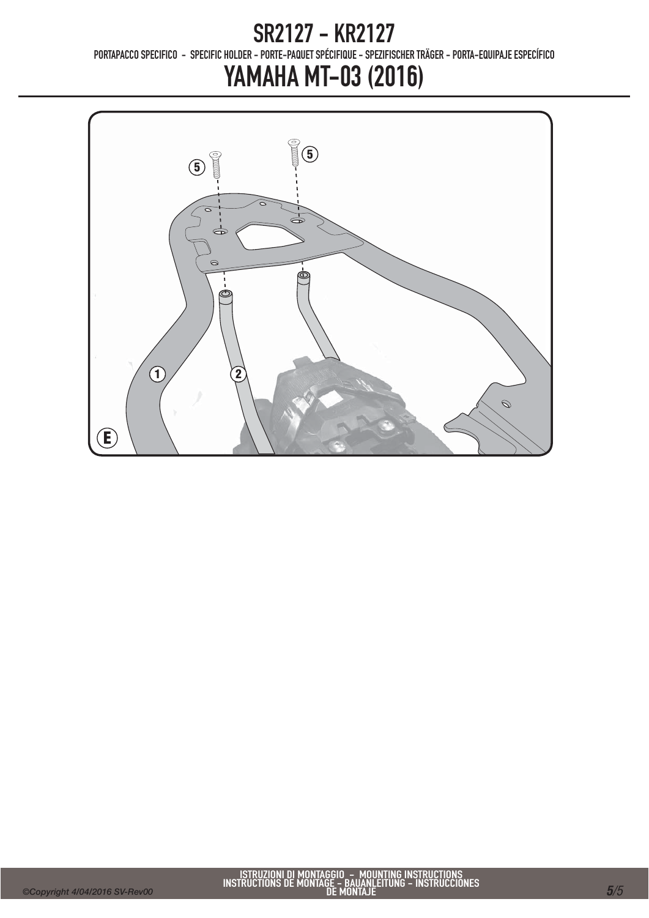# SR2127 - KR2127

PORTAPACCO SPECIFICO - SPECIFIC HOLDER - PORTE-PAQUET SPÉCIFIQUE - SPEZIFISCHER TRÄGER - PORTA-EQUIPAJE ESPECÍFICO

# YAMAHA MT-03 (2016)

5

5

1

2

E

ISTRUZIONI DI MONTAGGIO - MOUNTING INSTRUCTIONS
INSTRUCTIONS DE MONTAGE - BAUANLEITUNG - INSTRUCCIONES DE MONTAJE

©Copyright 4/04/2016 SV-Rev00